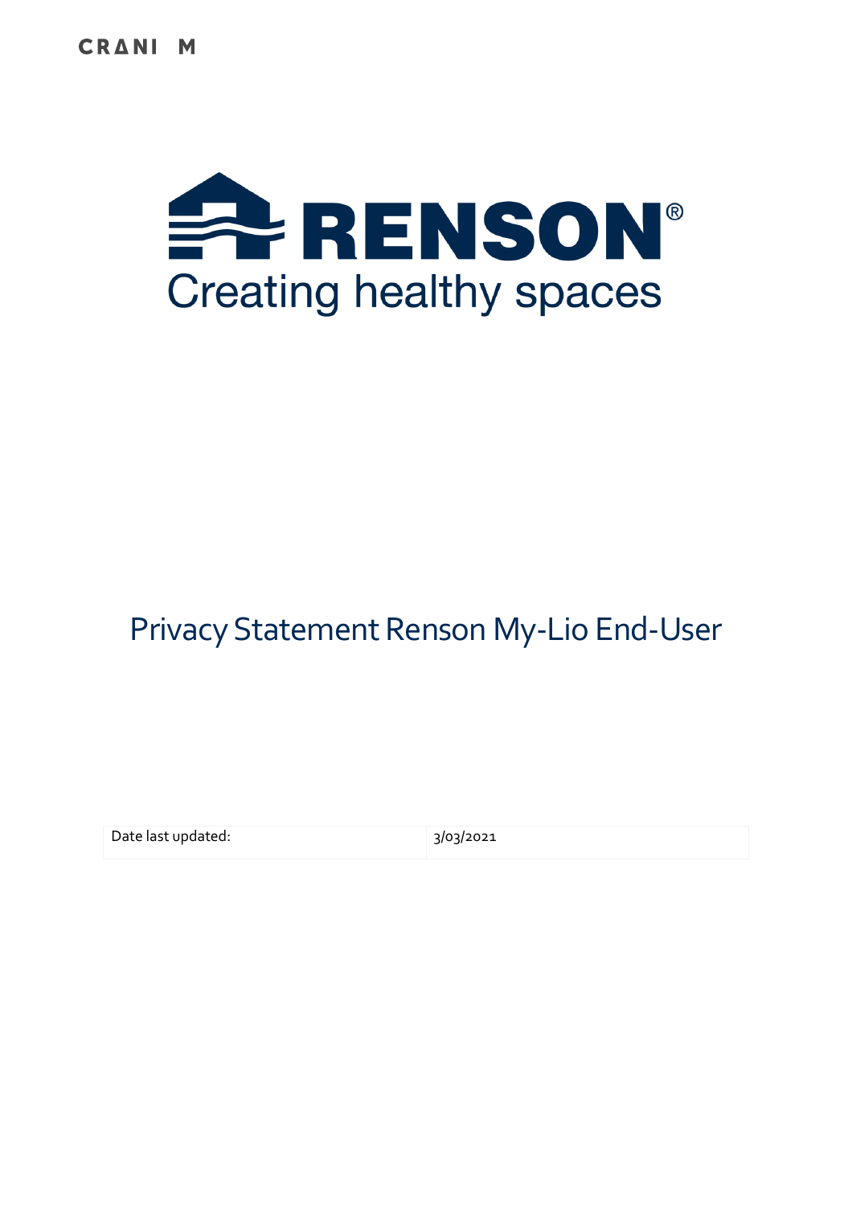CRANI M

RENSON®

Creating healthy spaces

# Privacy Statement Renson My-Lio End-User

| Date last updated: | 3/03/2021 |
| --- | --- |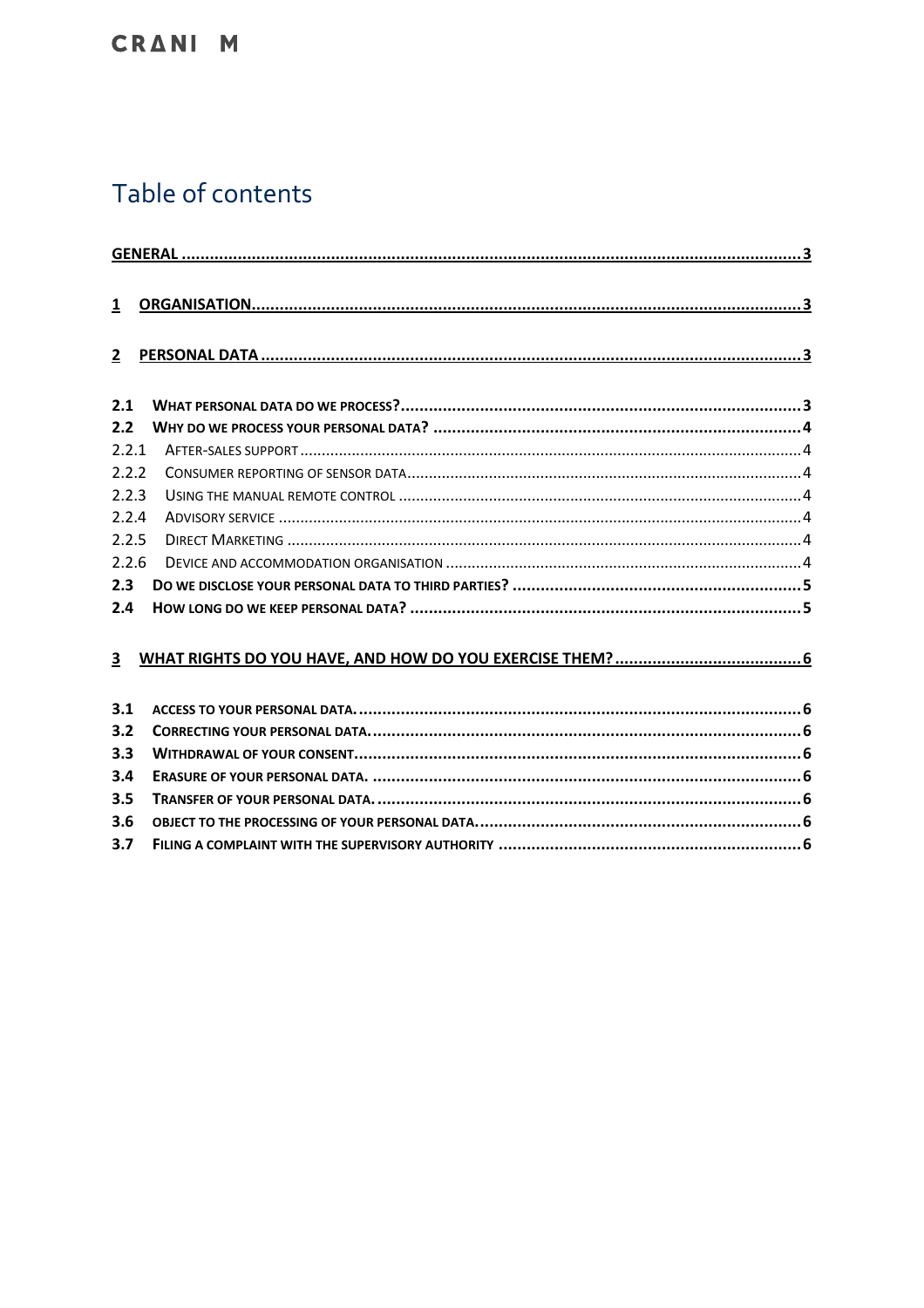# Table of contents

GENERAL .......... 3

1 ORGANISATION .......... 3

2 PERSONAL DATA .......... 3

2.1 WHAT PERSONAL DATA DO WE PROCESS? .......... 3
2.2 WHY DO WE PROCESS YOUR PERSONAL DATA? .......... 4
2.2.1 AFTER-SALES SUPPORT .......... 4
2.2.2 CONSUMER REPORTING OF SENSOR DATA .......... 4
2.2.3 USING THE MANUAL REMOTE CONTROL .......... 4
2.2.4 ADVISORY SERVICE .......... 4
2.2.5 DIRECT MARKETING .......... 4
2.2.6 DEVICE AND ACCOMMODATION ORGANISATION .......... 4
2.3 DO WE DISCLOSE YOUR PERSONAL DATA TO THIRD PARTIES? .......... 5
2.4 HOW LONG DO WE KEEP PERSONAL DATA? .......... 5

3 WHAT RIGHTS DO YOU HAVE, AND HOW DO YOU EXERCISE THEM? .......... 6

3.1 ACCESS TO YOUR PERSONAL DATA. .......... 6
3.2 CORRECTING YOUR PERSONAL DATA. .......... 6
3.3 WITHDRAWAL OF YOUR CONSENT. .......... 6
3.4 ERASURE OF YOUR PERSONAL DATA. .......... 6
3.5 TRANSFER OF YOUR PERSONAL DATA. .......... 6
3.6 OBJECT TO THE PROCESSING OF YOUR PERSONAL DATA. .......... 6
3.7 FILING A COMPLAINT WITH THE SUPERVISORY AUTHORITY .......... 6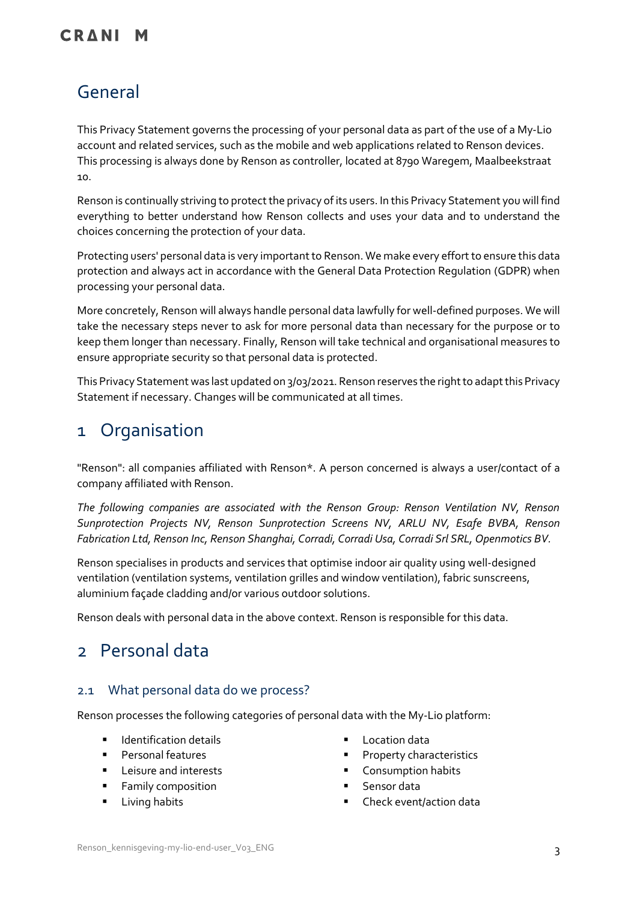# General

This Privacy Statement governs the processing of your personal data as part of the use of a My-Lio account and related services, such as the mobile and web applications related to Renson devices. This processing is always done by Renson as controller, located at 8790 Waregem, Maalbeekstraat 10.

Renson is continually striving to protect the privacy of its users. In this Privacy Statement you will find everything to better understand how Renson collects and uses your data and to understand the choices concerning the protection of your data.

Protecting users' personal data is very important to Renson. We make every effort to ensure this data protection and always act in accordance with the General Data Protection Regulation (GDPR) when processing your personal data.

More concretely, Renson will always handle personal data lawfully for well-defined purposes. We will take the necessary steps never to ask for more personal data than necessary for the purpose or to keep them longer than necessary. Finally, Renson will take technical and organisational measures to ensure appropriate security so that personal data is protected.

This Privacy Statement was last updated on 3/03/2021. Renson reserves the right to adapt this Privacy Statement if necessary. Changes will be communicated at all times.

# 1 Organisation

"Renson": all companies affiliated with Renson*. A person concerned is always a user/contact of a company affiliated with Renson.

*The following companies are associated with the Renson Group: Renson Ventilation NV, Renson Sunprotection Projects NV, Renson Sunprotection Screens NV, ARLU NV, Esafe BVBA, Renson Fabrication Ltd, Renson Inc, Renson Shanghai, Corradi, Corradi Usa, Corradi Srl SRL, Openmotics BV.*

Renson specialises in products and services that optimise indoor air quality using well-designed ventilation (ventilation systems, ventilation grilles and window ventilation), fabric sunscreens, aluminium façade cladding and/or various outdoor solutions.

Renson deals with personal data in the above context. Renson is responsible for this data.

# 2 Personal data

## 2.1 What personal data do we process?

Renson processes the following categories of personal data with the My-Lio platform:

- Identification details
- Personal features
- Leisure and interests
- Family composition
- Living habits
- Location data
- Property characteristics
- Consumption habits
- Sensor data
- Check event/action data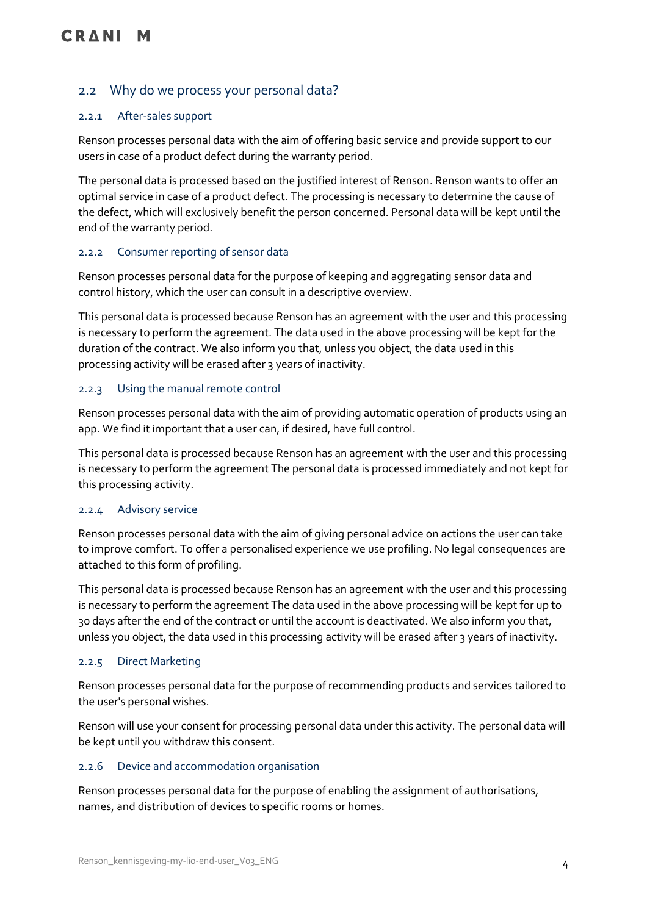## 2.2 Why do we process your personal data?

### 2.2.1 After-sales support

Renson processes personal data with the aim of offering basic service and provide support to our users in case of a product defect during the warranty period.

The personal data is processed based on the justified interest of Renson. Renson wants to offer an optimal service in case of a product defect. The processing is necessary to determine the cause of the defect, which will exclusively benefit the person concerned. Personal data will be kept until the end of the warranty period.

### 2.2.2 Consumer reporting of sensor data

Renson processes personal data for the purpose of keeping and aggregating sensor data and control history, which the user can consult in a descriptive overview.

This personal data is processed because Renson has an agreement with the user and this processing is necessary to perform the agreement. The data used in the above processing will be kept for the duration of the contract. We also inform you that, unless you object, the data used in this processing activity will be erased after 3 years of inactivity.

### 2.2.3 Using the manual remote control

Renson processes personal data with the aim of providing automatic operation of products using an app. We find it important that a user can, if desired, have full control.

This personal data is processed because Renson has an agreement with the user and this processing is necessary to perform the agreement The personal data is processed immediately and not kept for this processing activity.

### 2.2.4 Advisory service

Renson processes personal data with the aim of giving personal advice on actions the user can take to improve comfort. To offer a personalised experience we use profiling. No legal consequences are attached to this form of profiling.

This personal data is processed because Renson has an agreement with the user and this processing is necessary to perform the agreement The data used in the above processing will be kept for up to 30 days after the end of the contract or until the account is deactivated. We also inform you that, unless you object, the data used in this processing activity will be erased after 3 years of inactivity.

### 2.2.5 Direct Marketing

Renson processes personal data for the purpose of recommending products and services tailored to the user's personal wishes.

Renson will use your consent for processing personal data under this activity. The personal data will be kept until you withdraw this consent.

### 2.2.6 Device and accommodation organisation

Renson processes personal data for the purpose of enabling the assignment of authorisations, names, and distribution of devices to specific rooms or homes.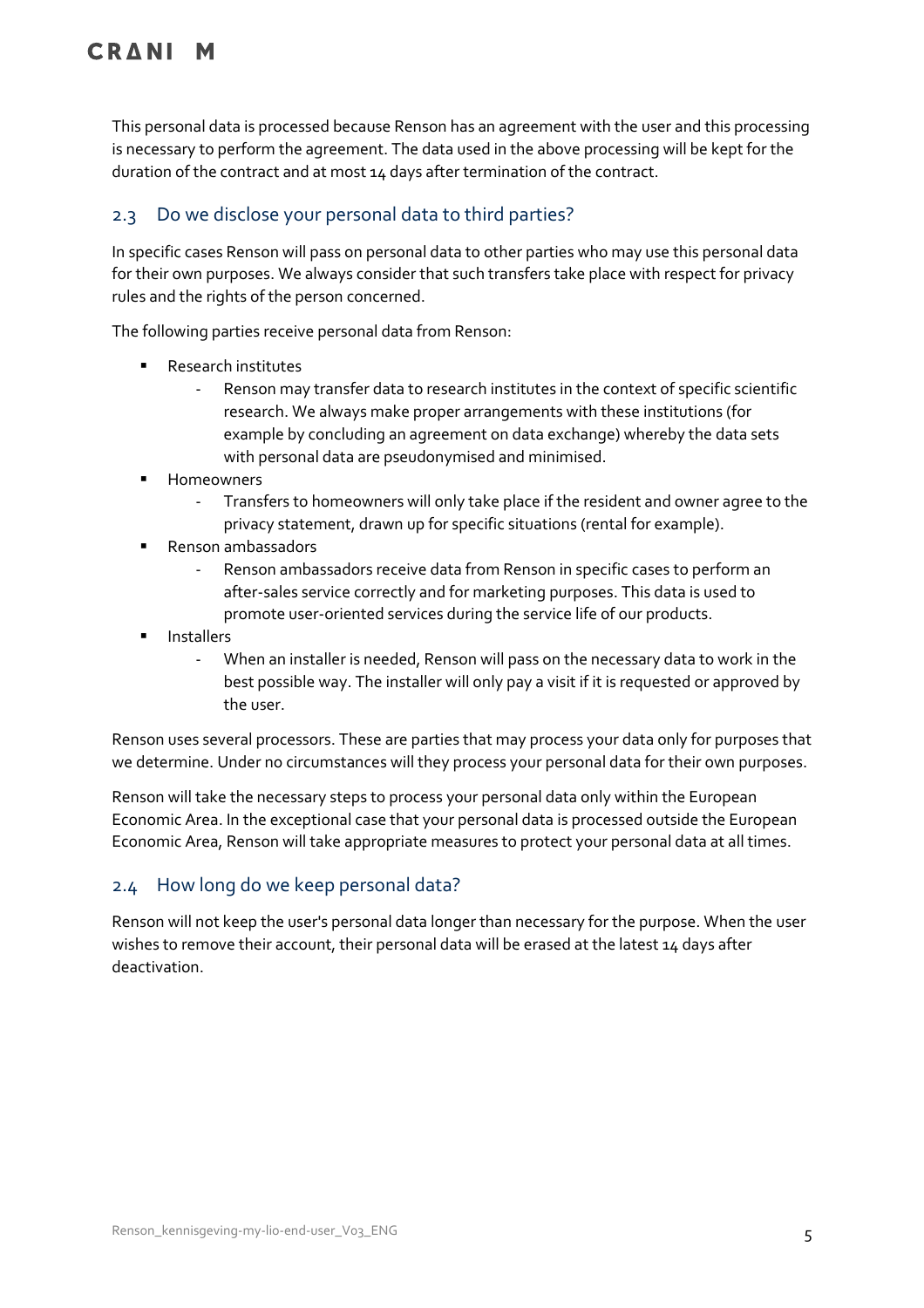This personal data is processed because Renson has an agreement with the user and this processing is necessary to perform the agreement. The data used in the above processing will be kept for the duration of the contract and at most 14 days after termination of the contract.

## 2.3 Do we disclose your personal data to third parties?

In specific cases Renson will pass on personal data to other parties who may use this personal data for their own purposes. We always consider that such transfers take place with respect for privacy rules and the rights of the person concerned.

The following parties receive personal data from Renson:

- Research institutes
  - Renson may transfer data to research institutes in the context of specific scientific research. We always make proper arrangements with these institutions (for example by concluding an agreement on data exchange) whereby the data sets with personal data are pseudonymised and minimised.
- Homeowners
  - Transfers to homeowners will only take place if the resident and owner agree to the privacy statement, drawn up for specific situations (rental for example).
- Renson ambassadors
  - Renson ambassadors receive data from Renson in specific cases to perform an after-sales service correctly and for marketing purposes. This data is used to promote user-oriented services during the service life of our products.
- Installers
  - When an installer is needed, Renson will pass on the necessary data to work in the best possible way. The installer will only pay a visit if it is requested or approved by the user.

Renson uses several processors. These are parties that may process your data only for purposes that we determine. Under no circumstances will they process your personal data for their own purposes.

Renson will take the necessary steps to process your personal data only within the European Economic Area. In the exceptional case that your personal data is processed outside the European Economic Area, Renson will take appropriate measures to protect your personal data at all times.

## 2.4 How long do we keep personal data?

Renson will not keep the user's personal data longer than necessary for the purpose. When the user wishes to remove their account, their personal data will be erased at the latest 14 days after deactivation.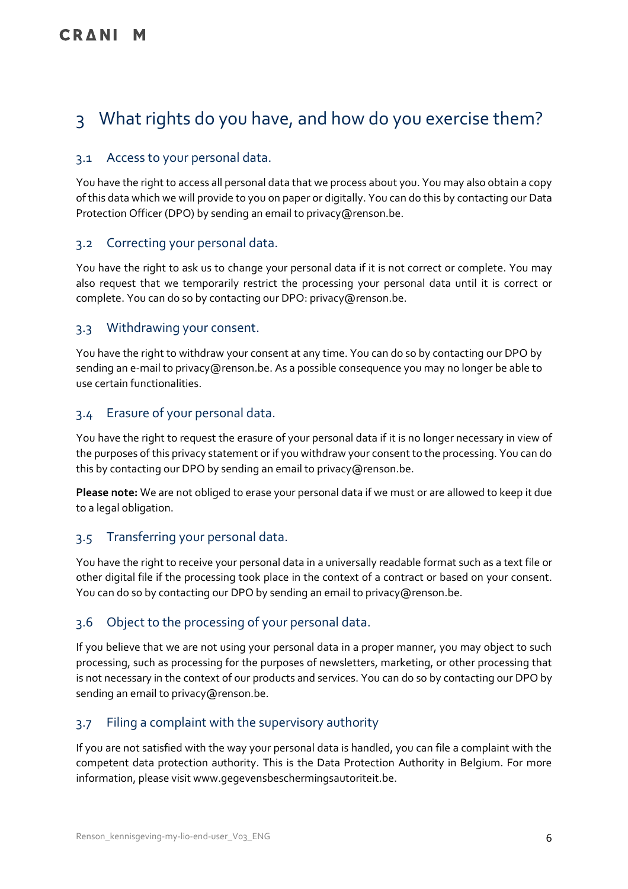# 3 What rights do you have, and how do you exercise them?

## 3.1 Access to your personal data.

You have the right to access all personal data that we process about you. You may also obtain a copy of this data which we will provide to you on paper or digitally. You can do this by contacting our Data Protection Officer (DPO) by sending an email to privacy@renson.be.

## 3.2 Correcting your personal data.

You have the right to ask us to change your personal data if it is not correct or complete. You may also request that we temporarily restrict the processing your personal data until it is correct or complete. You can do so by contacting our DPO: privacy@renson.be.

## 3.3 Withdrawing your consent.

You have the right to withdraw your consent at any time. You can do so by contacting our DPO by sending an e-mail to privacy@renson.be. As a possible consequence you may no longer be able to use certain functionalities.

## 3.4 Erasure of your personal data.

You have the right to request the erasure of your personal data if it is no longer necessary in view of the purposes of this privacy statement or if you withdraw your consent to the processing. You can do this by contacting our DPO by sending an email to privacy@renson.be.

**Please note:** We are not obliged to erase your personal data if we must or are allowed to keep it due to a legal obligation.

## 3.5 Transferring your personal data.

You have the right to receive your personal data in a universally readable format such as a text file or other digital file if the processing took place in the context of a contract or based on your consent. You can do so by contacting our DPO by sending an email to privacy@renson.be.

## 3.6 Object to the processing of your personal data.

If you believe that we are not using your personal data in a proper manner, you may object to such processing, such as processing for the purposes of newsletters, marketing, or other processing that is not necessary in the context of our products and services. You can do so by contacting our DPO by sending an email to privacy@renson.be.

## 3.7 Filing a complaint with the supervisory authority

If you are not satisfied with the way your personal data is handled, you can file a complaint with the competent data protection authority. This is the Data Protection Authority in Belgium. For more information, please visit www.gegevensbeschermingsautoriteit.be.